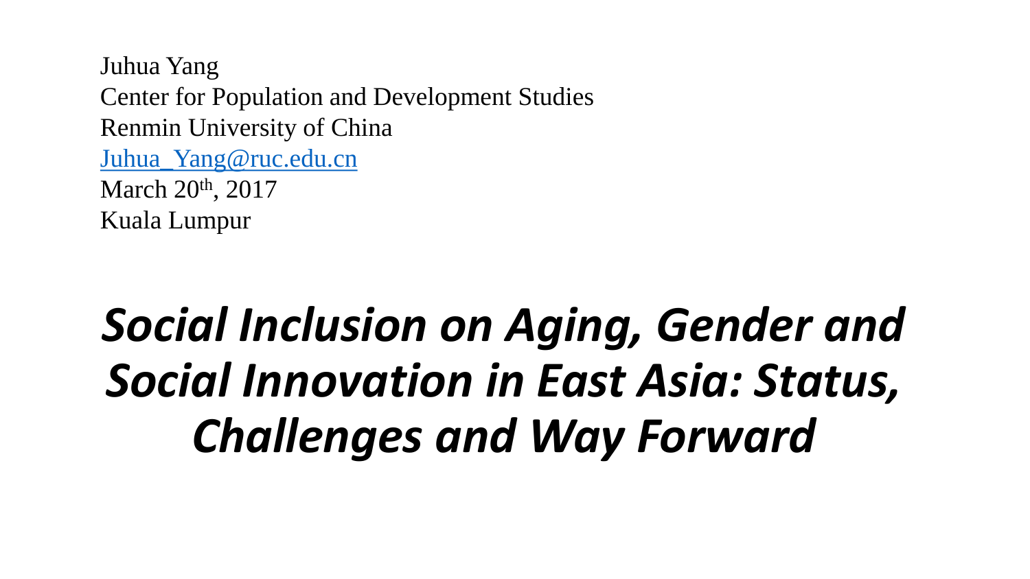Juhua Yang
Center for Population and Development Studies
Renmin University of China
Juhua_Yang@ruc.edu.cn
March 20th, 2017
Kuala Lumpur

# *Social Inclusion on Aging, Gender and Social Innovation in East Asia: Status, Challenges and Way Forward*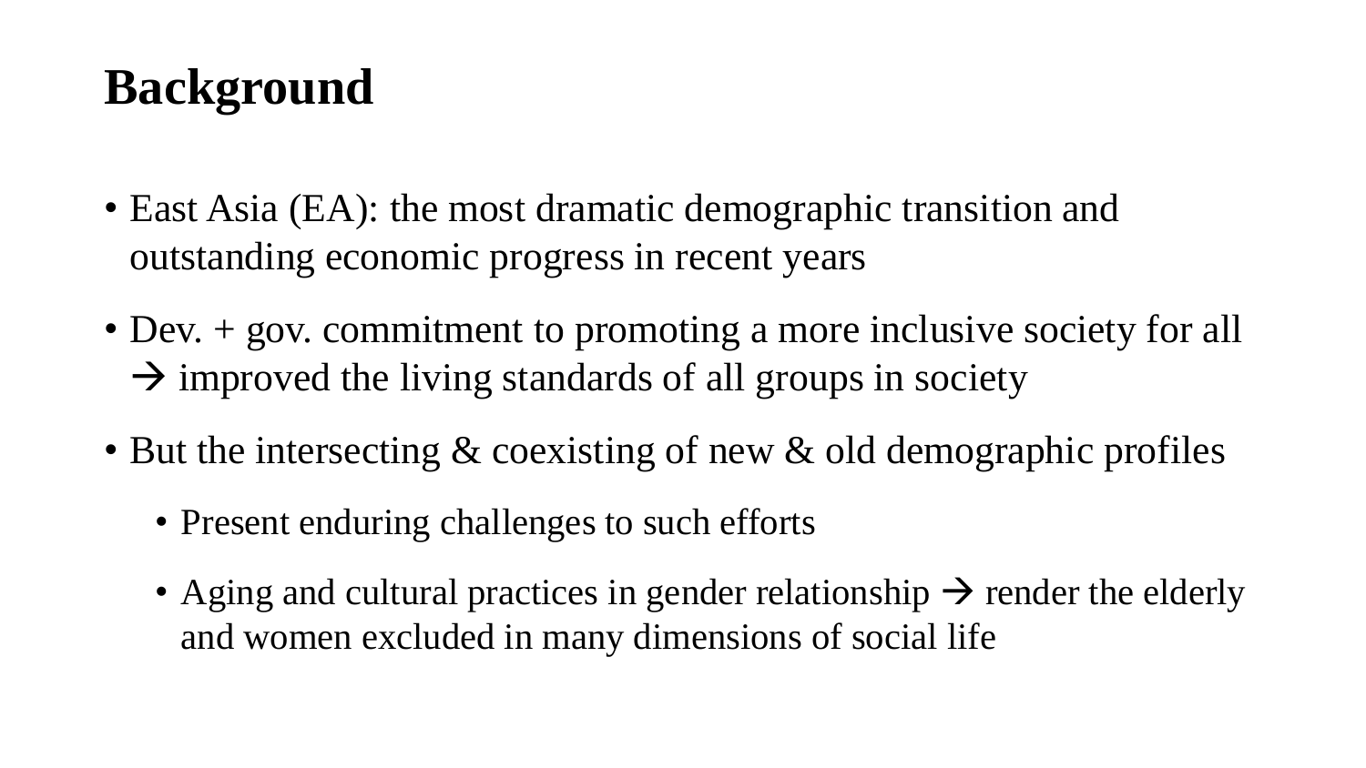# Background

- East Asia (EA): the most dramatic demographic transition and outstanding economic progress in recent years
- Dev. + gov. commitment to promoting a more inclusive society for all → improved the living standards of all groups in society
- But the intersecting & coexisting of new & old demographic profiles
  - Present enduring challenges to such efforts
  - Aging and cultural practices in gender relationship → render the elderly and women excluded in many dimensions of social life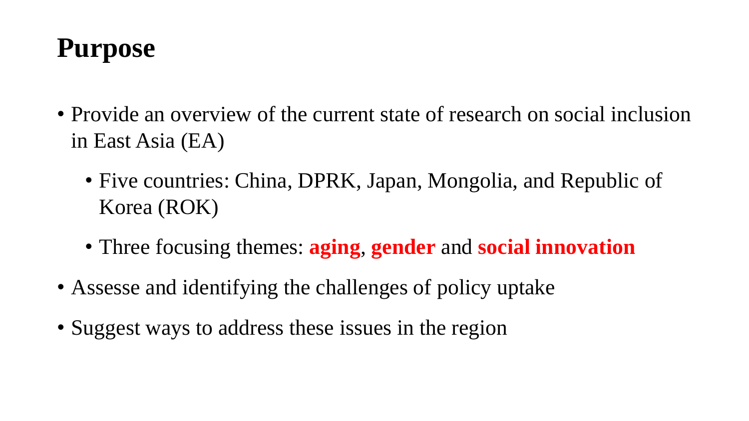# Purpose

- Provide an overview of the current state of research on social inclusion in East Asia (EA)
  - Five countries: China, DPRK, Japan, Mongolia, and Republic of Korea (ROK)
  - Three focusing themes: **aging**, **gender** and **social innovation**
- Assesse and identifying the challenges of policy uptake
- Suggest ways to address these issues in the region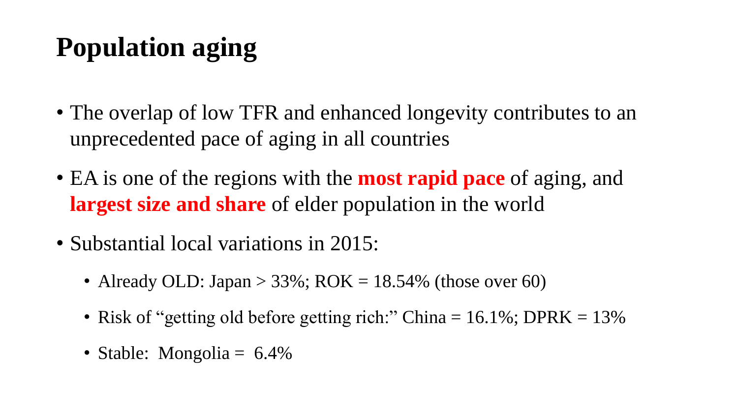# Population aging

- The overlap of low TFR and enhanced longevity contributes to an unprecedented pace of aging in all countries
- EA is one of the regions with the **most rapid pace** of aging, and **largest size and share** of elder population in the world
- Substantial local variations in 2015:
  - Already OLD: Japan > 33%; ROK = 18.54% (those over 60)
  - Risk of "getting old before getting rich:" China = 16.1%; DPRK = 13%
  - Stable: Mongolia = 6.4%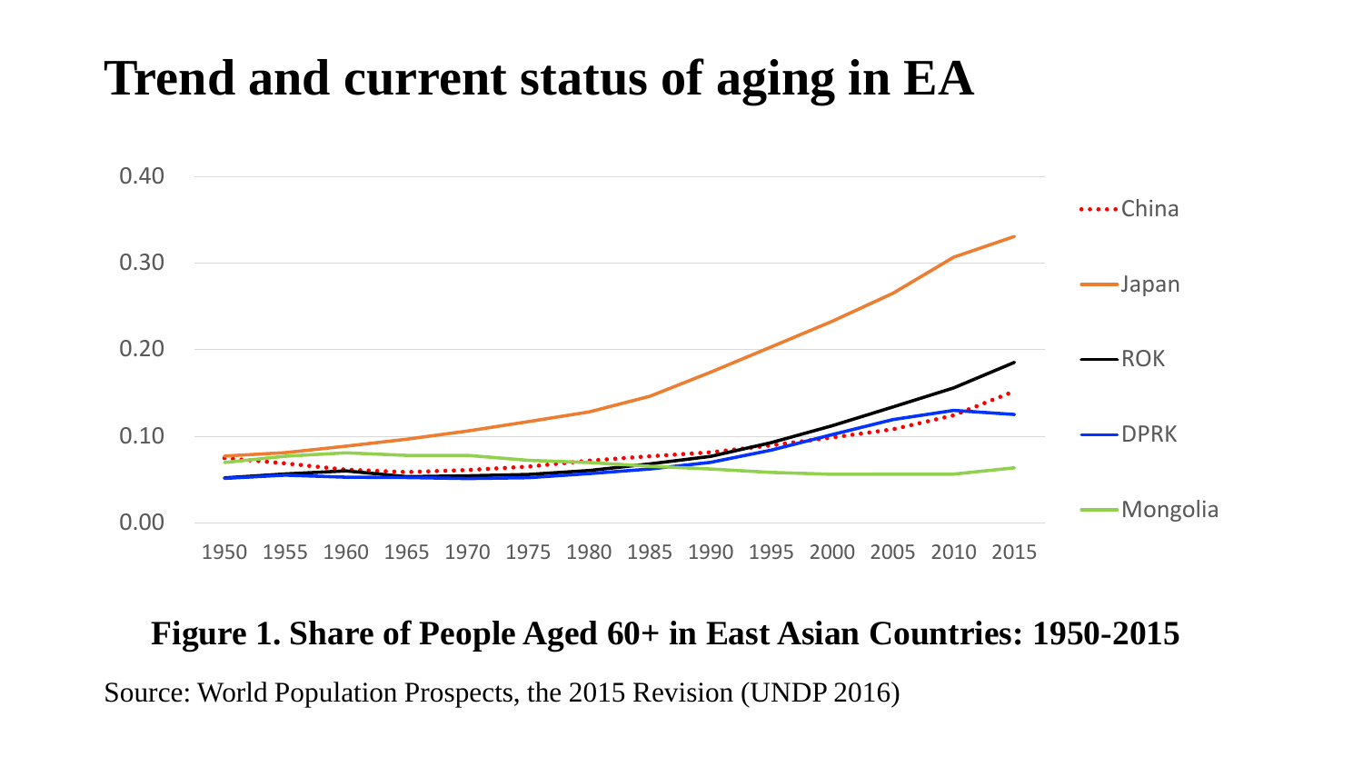# Trend and current status of aging in EA

**Figure 1. Share of People Aged 60+ in East Asian Countries: 1950-2015**

Source: World Population Prospects, the 2015 Revision (UNDP 2016)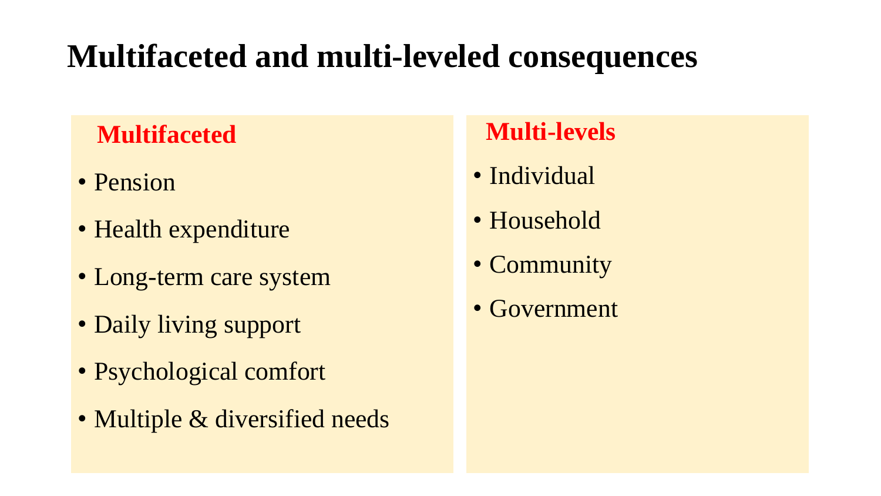# Multifaceted and multi-leveled consequences

## Multifaceted

- Pension
- Health expenditure
- Long-term care system
- Daily living support
- Psychological comfort
- Multiple & diversified needs

## Multi-levels

- Individual
- Household
- Community
- Government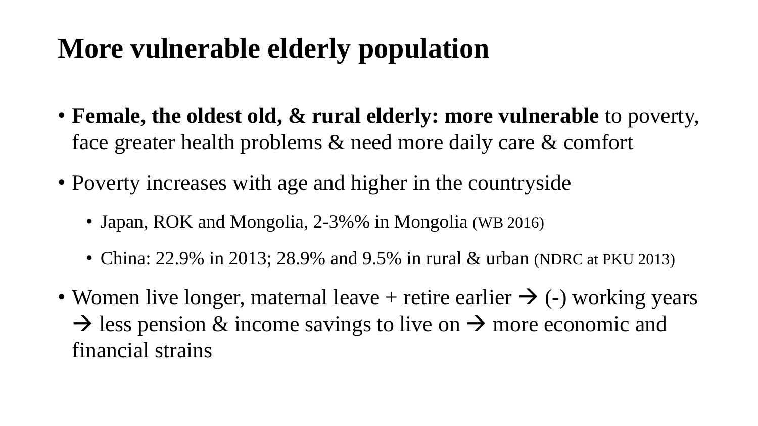# More vulnerable elderly population

- **Female, the oldest old, & rural elderly: more vulnerable** to poverty, face greater health problems & need more daily care & comfort
- Poverty increases with age and higher in the countryside
  - Japan, ROK and Mongolia, 2-3%% in Mongolia (WB 2016)
  - China: 22.9% in 2013; 28.9% and 9.5% in rural & urban (NDRC at PKU 2013)
- Women live longer, maternal leave + retire earlier → (-) working years → less pension & income savings to live on → more economic and financial strains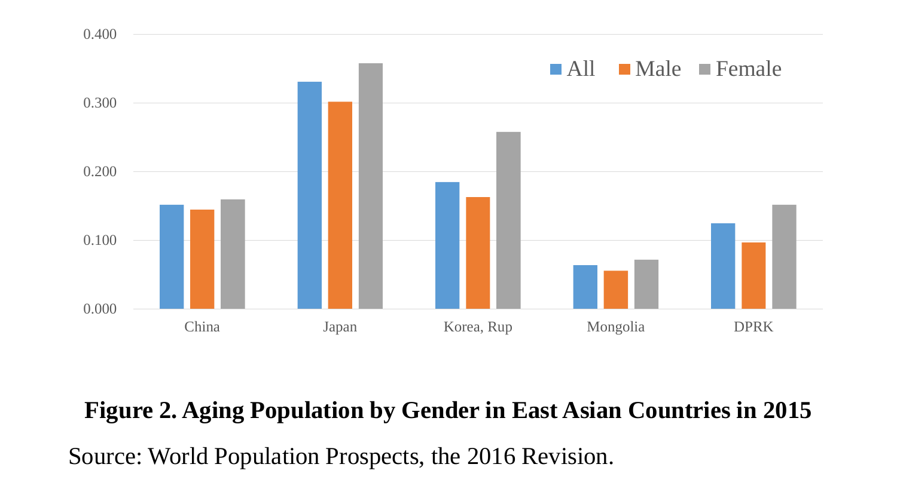**Figure 2. Aging Population by Gender in East Asian Countries in 2015**

Source: World Population Prospects, the 2016 Revision.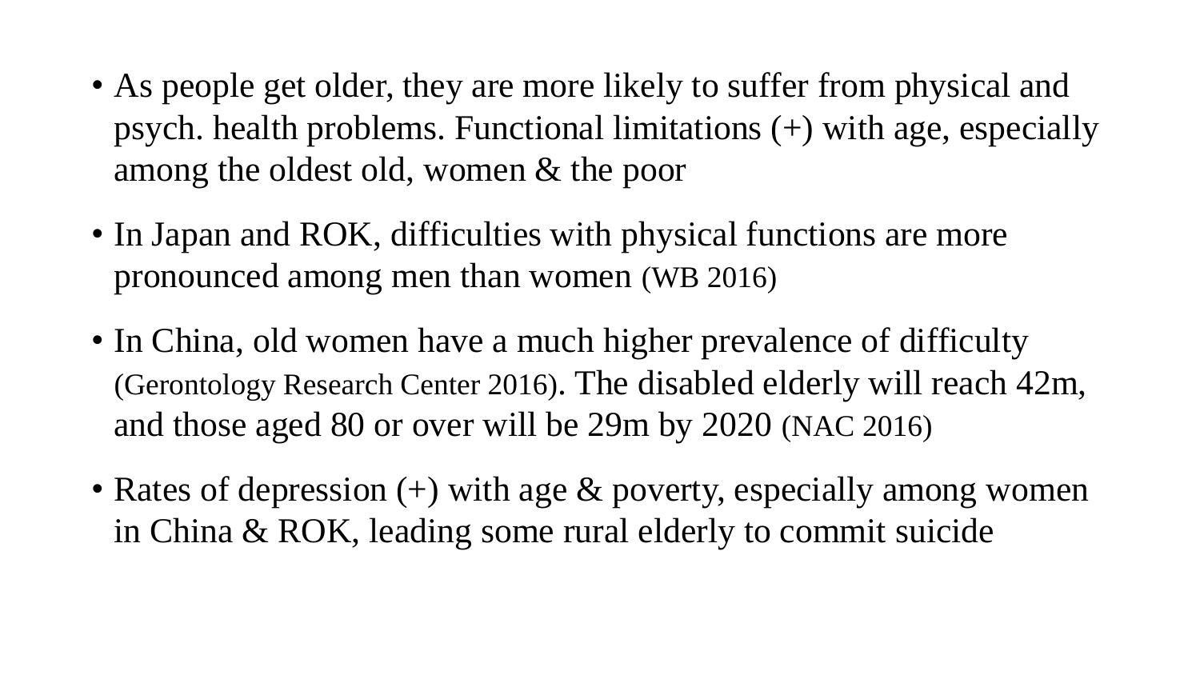- As people get older, they are more likely to suffer from physical and psych. health problems. Functional limitations (+) with age, especially among the oldest old, women & the poor
- In Japan and ROK, difficulties with physical functions are more pronounced among men than women (WB 2016)
- In China, old women have a much higher prevalence of difficulty (Gerontology Research Center 2016). The disabled elderly will reach 42m, and those aged 80 or over will be 29m by 2020 (NAC 2016)
- Rates of depression (+) with age & poverty, especially among women in China & ROK, leading some rural elderly to commit suicide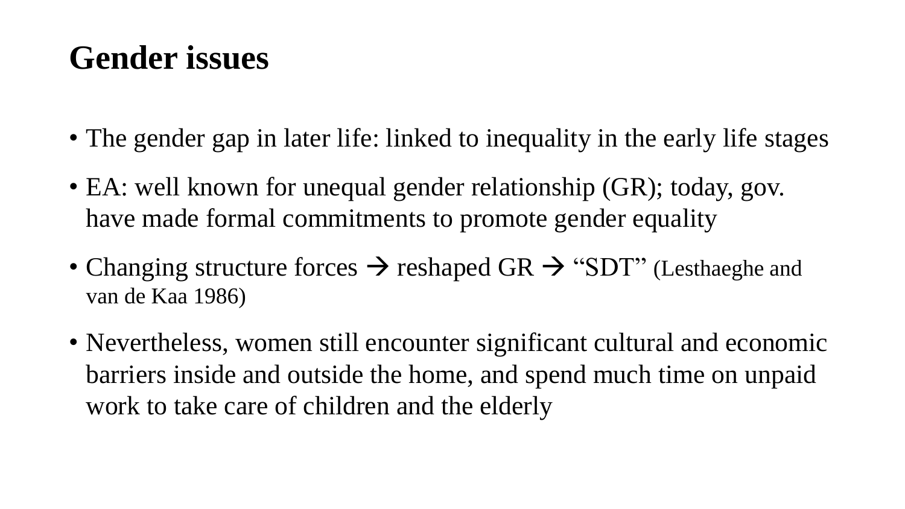# Gender issues

- The gender gap in later life: linked to inequality in the early life stages
- EA: well known for unequal gender relationship (GR); today, gov. have made formal commitments to promote gender equality
- Changing structure forces → reshaped GR → "SDT" (Lesthaeghe and van de Kaa 1986)
- Nevertheless, women still encounter significant cultural and economic barriers inside and outside the home, and spend much time on unpaid work to take care of children and the elderly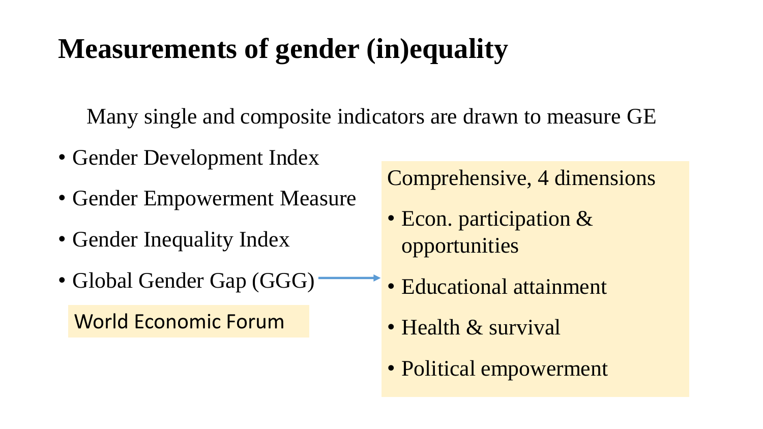# Measurements of gender (in)equality

Many single and composite indicators are drawn to measure GE

- Gender Development Index
- Gender Empowerment Measure
- Gender Inequality Index
- Global Gender Gap (GGG)

World Economic Forum

Comprehensive, 4 dimensions

- Econ. participation & opportunities
- Educational attainment
- Health & survival
- Political empowerment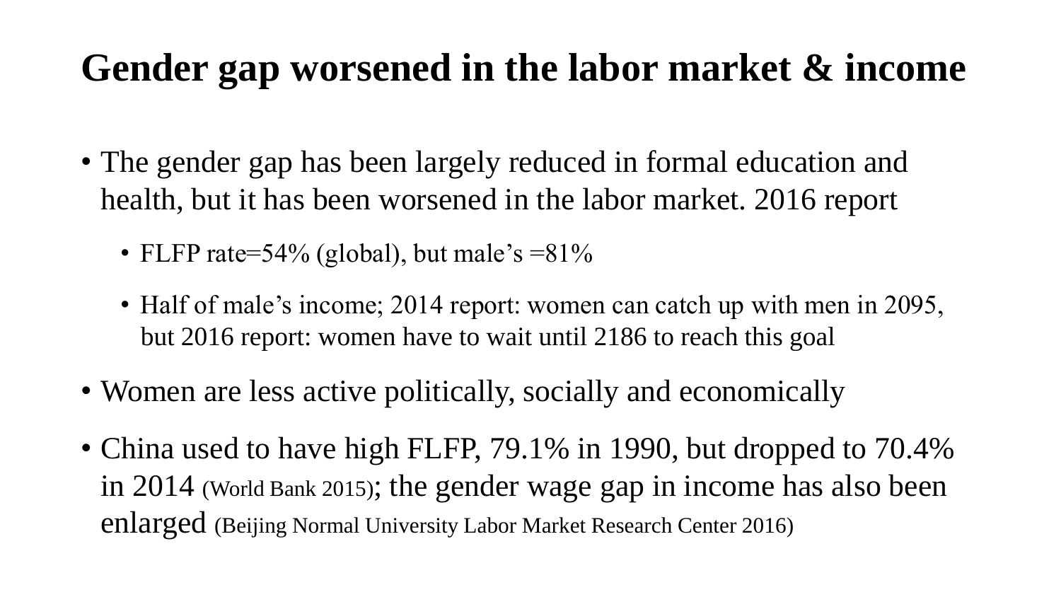# Gender gap worsened in the labor market & income

- The gender gap has been largely reduced in formal education and health, but it has been worsened in the labor market. 2016 report
  - FLFP rate=54% (global), but male's =81%
  - Half of male's income; 2014 report: women can catch up with men in 2095, but 2016 report: women have to wait until 2186 to reach this goal
- Women are less active politically, socially and economically
- China used to have high FLFP, 79.1% in 1990, but dropped to 70.4% in 2014 (World Bank 2015); the gender wage gap in income has also been enlarged (Beijing Normal University Labor Market Research Center 2016)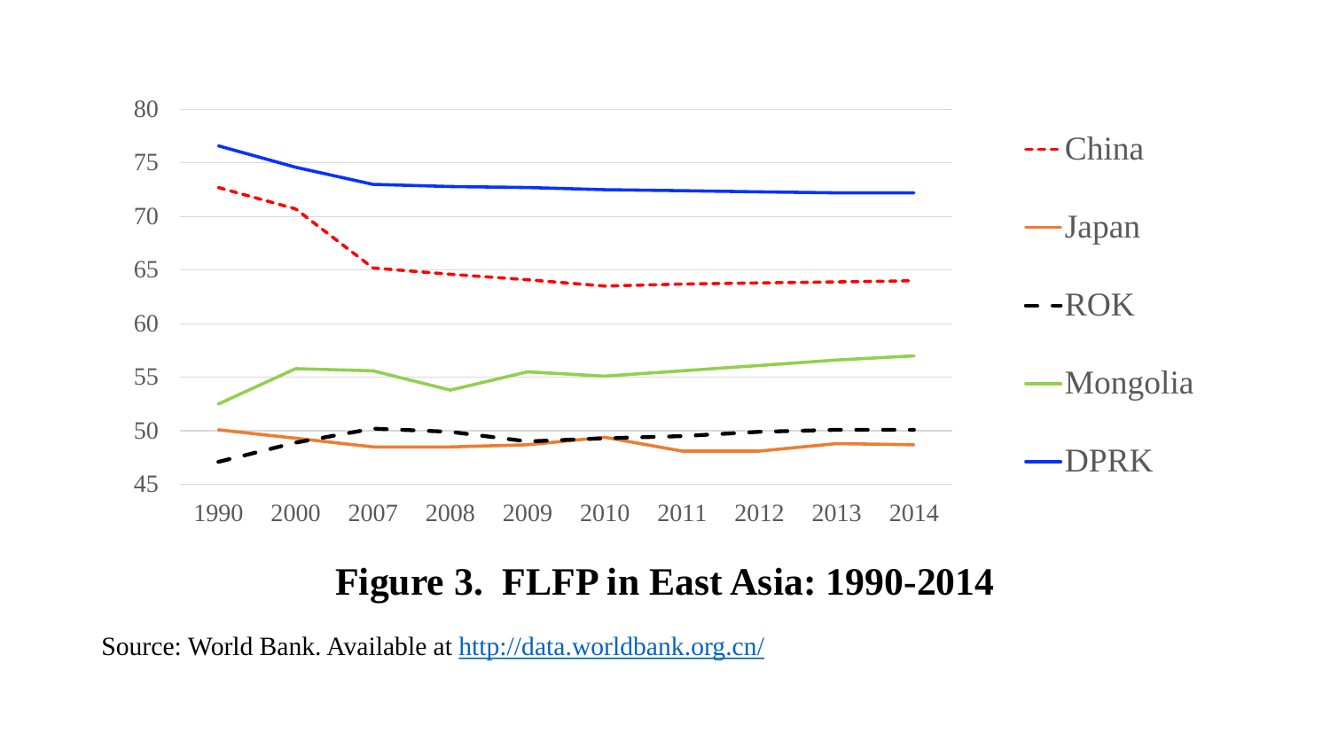**Figure 3. FLFP in East Asia: 1990-2014**

Source: World Bank. Available at [http://data.worldbank.org.cn/](http://data.worldbank.org.cn/)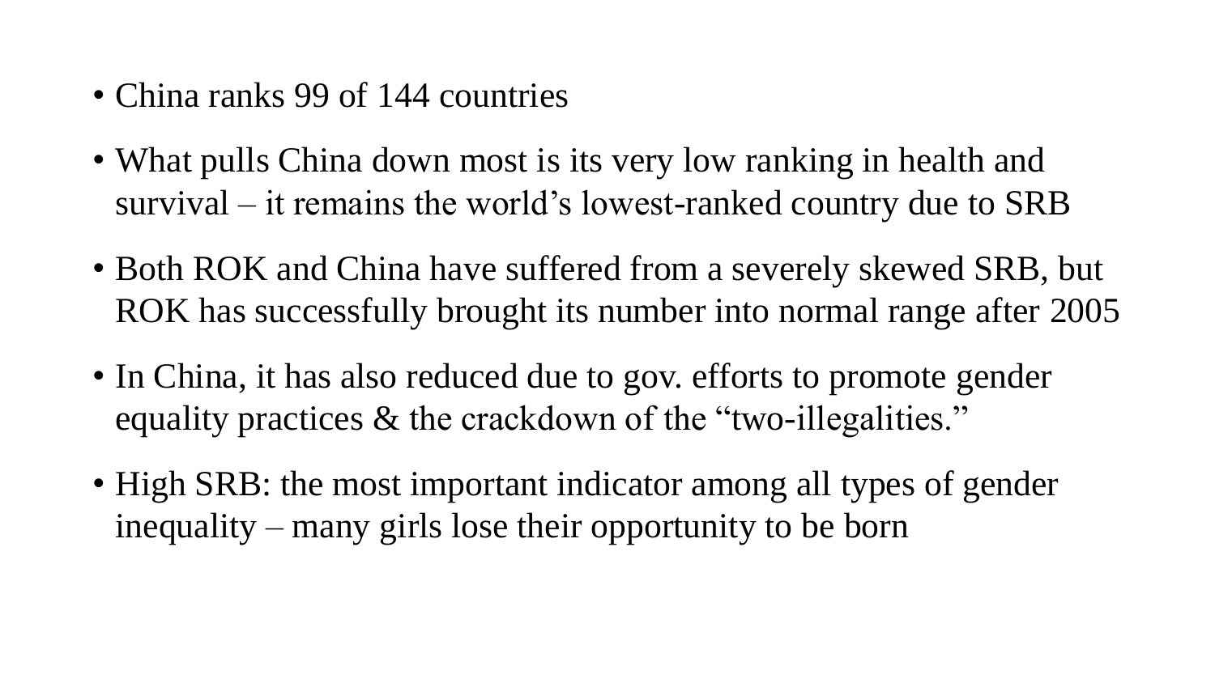- China ranks 99 of 144 countries
- What pulls China down most is its very low ranking in health and survival – it remains the world's lowest-ranked country due to SRB
- Both ROK and China have suffered from a severely skewed SRB, but ROK has successfully brought its number into normal range after 2005
- In China, it has also reduced due to gov. efforts to promote gender equality practices & the crackdown of the "two-illegalities."
- High SRB: the most important indicator among all types of gender inequality – many girls lose their opportunity to be born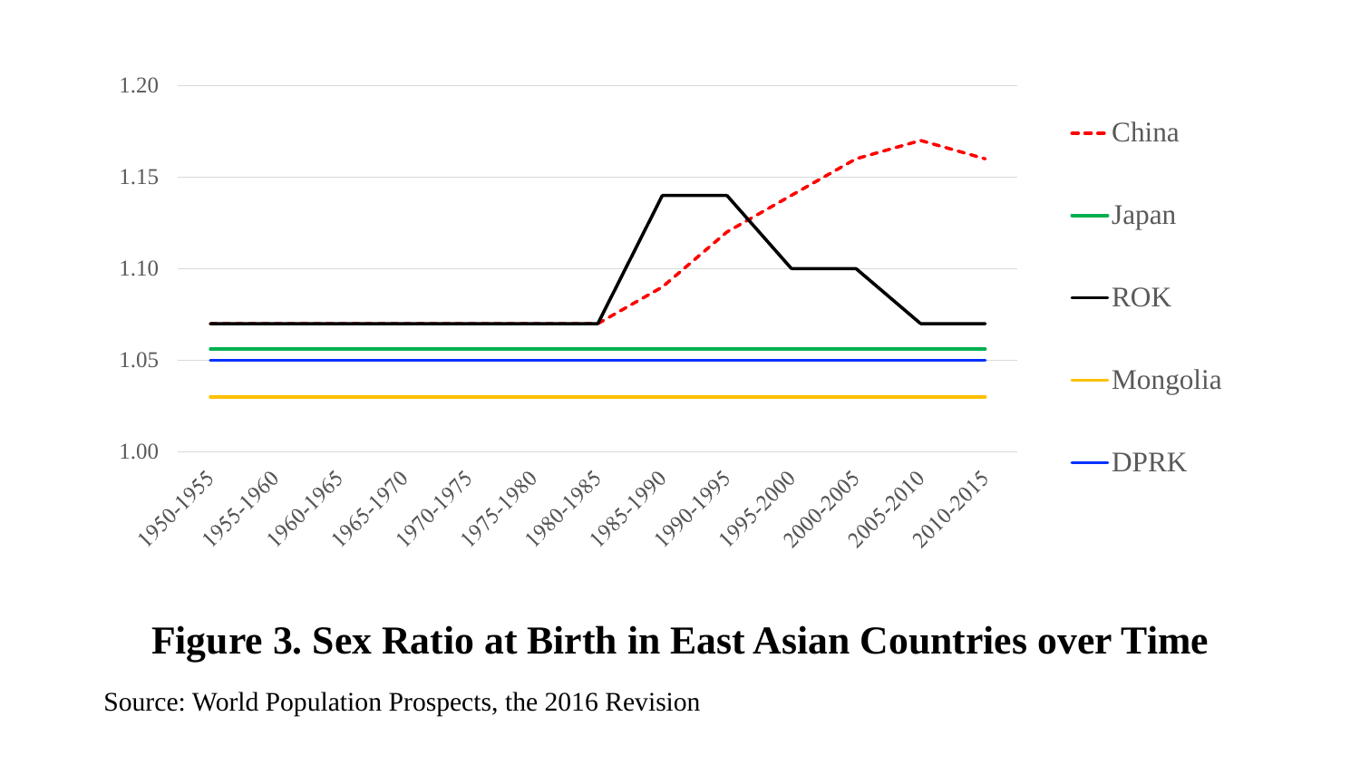**Figure 3. Sex Ratio at Birth in East Asian Countries over Time**

Source: World Population Prospects, the 2016 Revision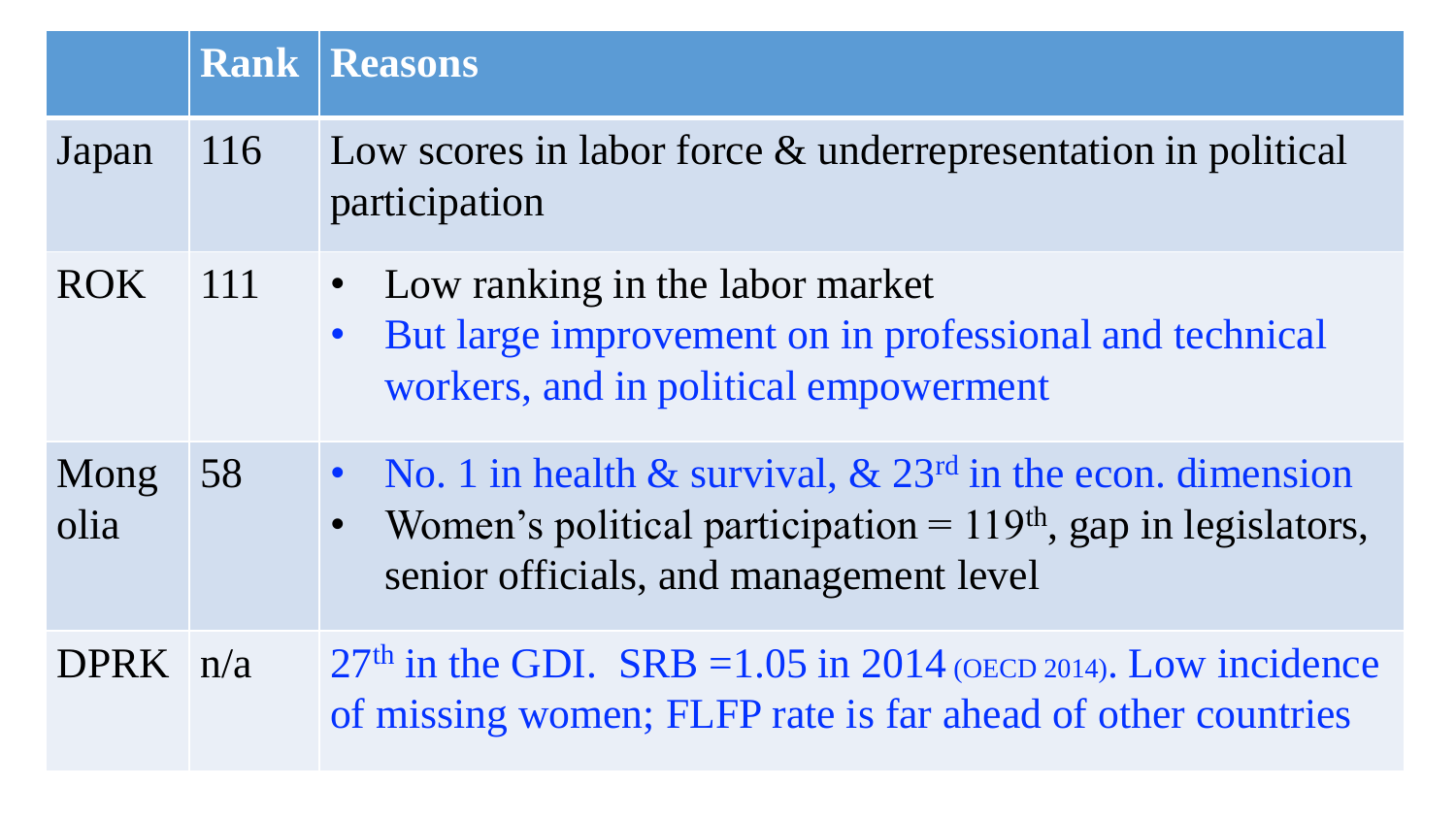| | Rank | Reasons |
|---|---|---|
| Japan | 116 | Low scores in labor force & underrepresentation in political participation |
| ROK | 111 | • Low ranking in the labor market<br>• But large improvement on in professional and technical workers, and in political empowerment |
| Mongolia | 58 | • No. 1 in health & survival, & 23rd in the econ. dimension<br>• Women's political participation = 119th, gap in legislators, senior officials, and management level |
| DPRK | n/a | 27th in the GDI. SRB =1.05 in 2014 (OECD 2014). Low incidence of missing women; FLFP rate is far ahead of other countries |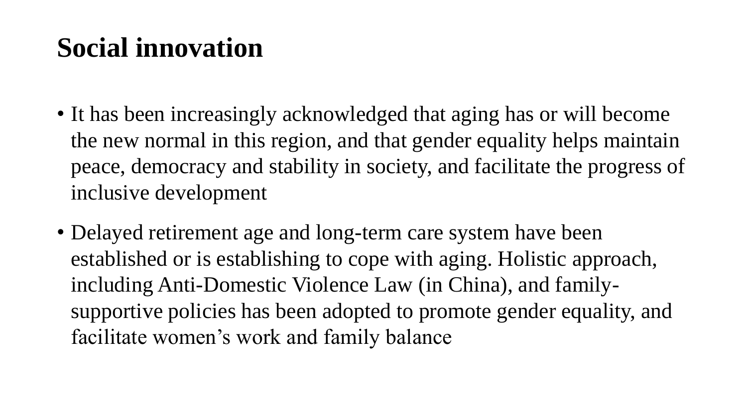# Social innovation

- It has been increasingly acknowledged that aging has or will become the new normal in this region, and that gender equality helps maintain peace, democracy and stability in society, and facilitate the progress of inclusive development
- Delayed retirement age and long-term care system have been established or is establishing to cope with aging. Holistic approach, including Anti-Domestic Violence Law (in China), and family-supportive policies has been adopted to promote gender equality, and facilitate women's work and family balance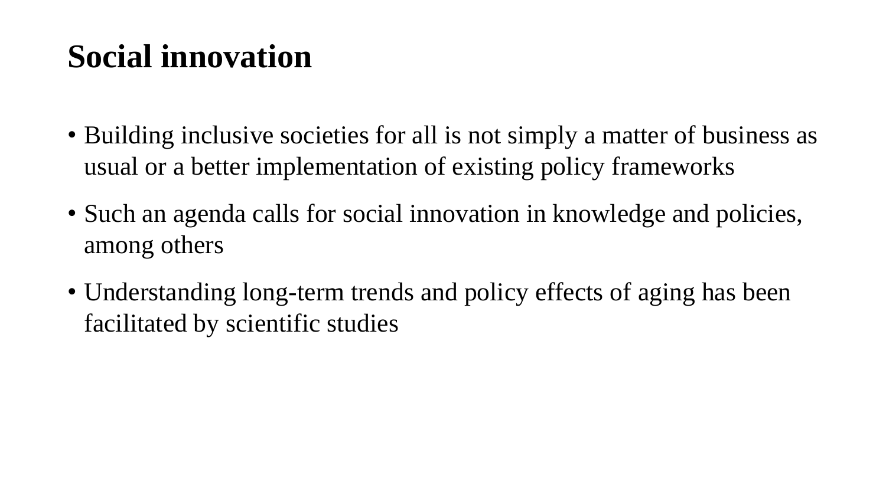# Social innovation

- Building inclusive societies for all is not simply a matter of business as usual or a better implementation of existing policy frameworks
- Such an agenda calls for social innovation in knowledge and policies, among others
- Understanding long-term trends and policy effects of aging has been facilitated by scientific studies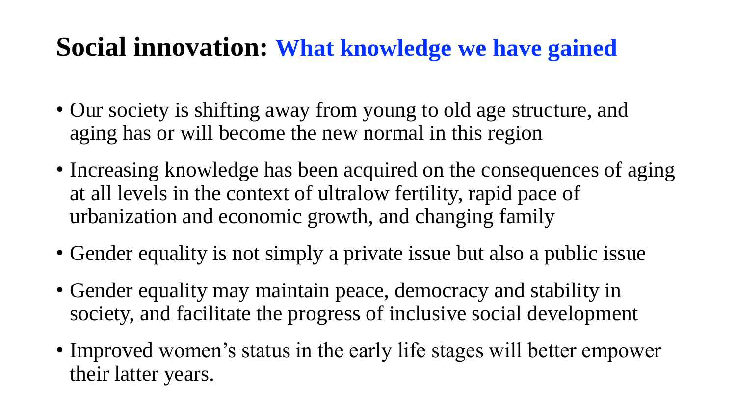# Social innovation: What knowledge we have gained

- Our society is shifting away from young to old age structure, and aging has or will become the new normal in this region
- Increasing knowledge has been acquired on the consequences of aging at all levels in the context of ultralow fertility, rapid pace of urbanization and economic growth, and changing family
- Gender equality is not simply a private issue but also a public issue
- Gender equality may maintain peace, democracy and stability in society, and facilitate the progress of inclusive social development
- Improved women's status in the early life stages will better empower their latter years.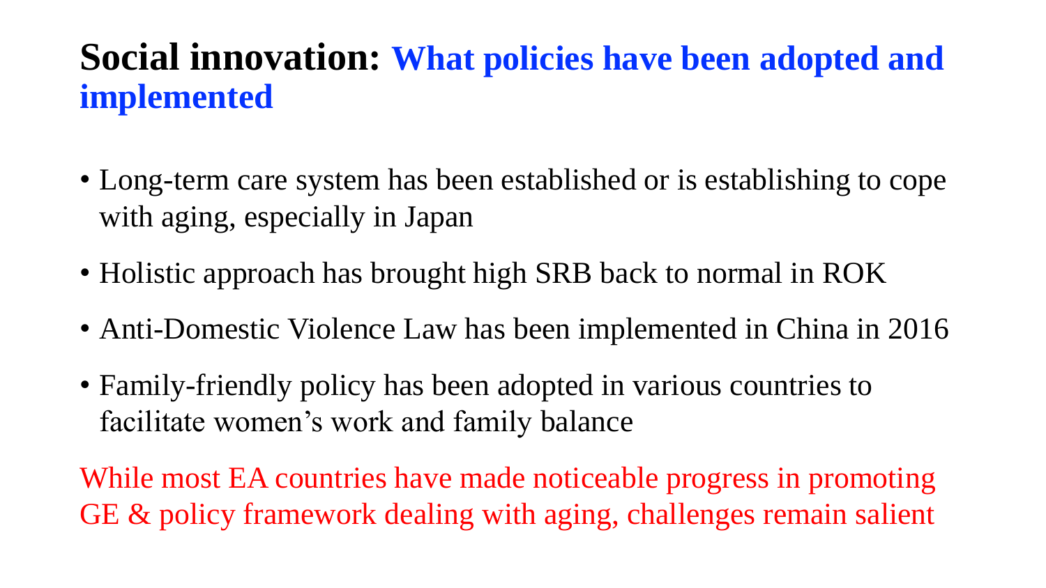# Social innovation: What policies have been adopted and implemented

- Long-term care system has been established or is establishing to cope with aging, especially in Japan
- Holistic approach has brought high SRB back to normal in ROK
- Anti-Domestic Violence Law has been implemented in China in 2016
- Family-friendly policy has been adopted in various countries to facilitate women's work and family balance

While most EA countries have made noticeable progress in promoting GE & policy framework dealing with aging, challenges remain salient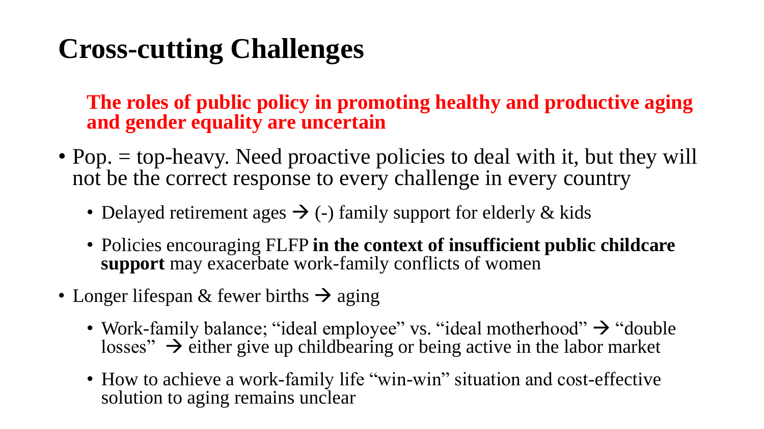# Cross-cutting Challenges

**The roles of public policy in promoting healthy and productive aging and gender equality are uncertain**

- Pop. = top-heavy. Need proactive policies to deal with it, but they will not be the correct response to every challenge in every country
  - Delayed retirement ages → (-) family support for elderly & kids
  - Policies encouraging FLFP **in the context of insufficient public childcare support** may exacerbate work-family conflicts of women
- Longer lifespan & fewer births → aging
  - Work-family balance; "ideal employee" vs. "ideal motherhood" → "double losses" → either give up childbearing or being active in the labor market
  - How to achieve a work-family life "win-win" situation and cost-effective solution to aging remains unclear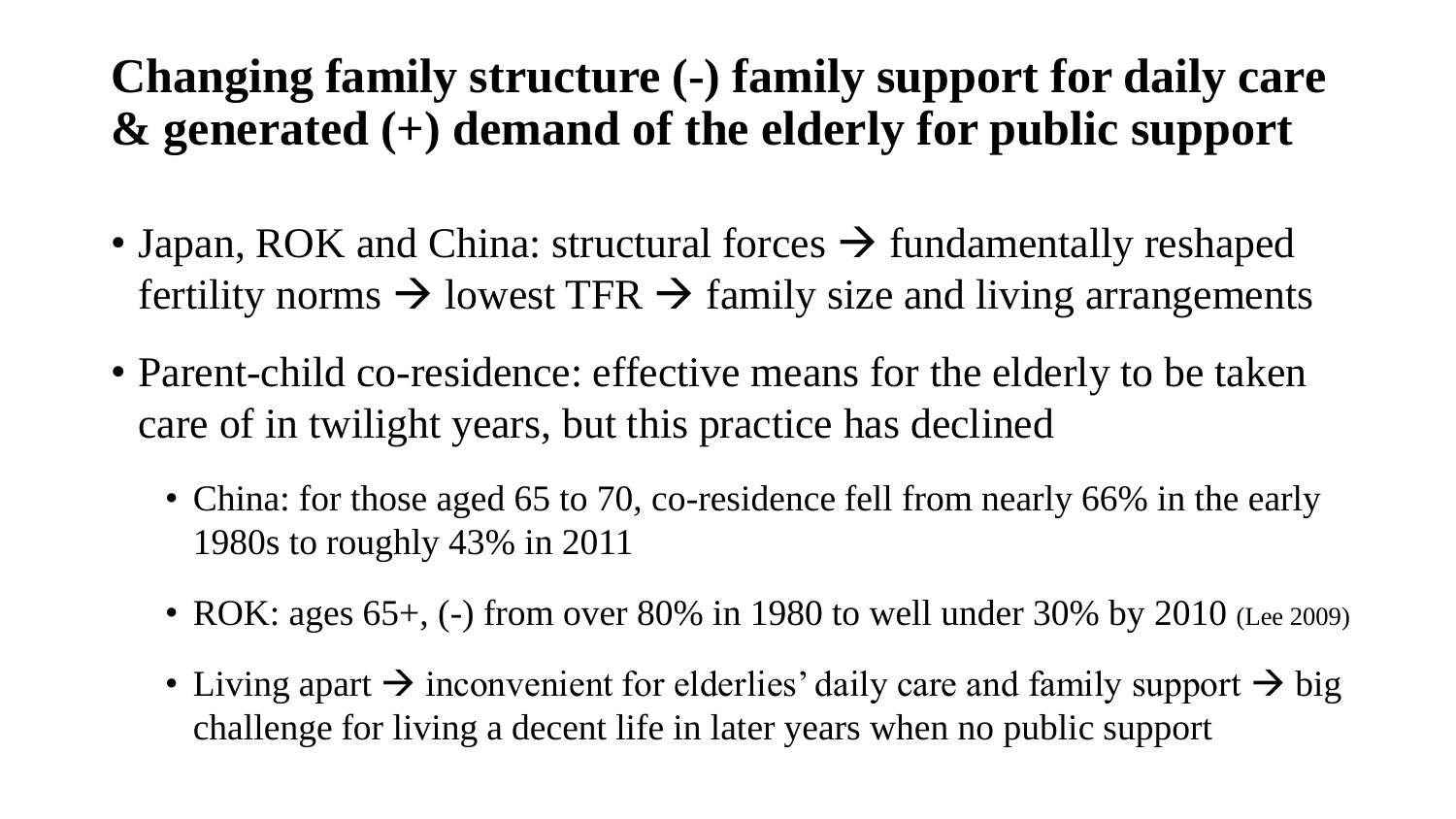# Changing family structure (-) family support for daily care & generated (+) demand of the elderly for public support

- Japan, ROK and China: structural forces → fundamentally reshaped fertility norms → lowest TFR → family size and living arrangements
- Parent-child co-residence: effective means for the elderly to be taken care of in twilight years, but this practice has declined
  - China: for those aged 65 to 70, co-residence fell from nearly 66% in the early 1980s to roughly 43% in 2011
  - ROK: ages 65+, (-) from over 80% in 1980 to well under 30% by 2010 (Lee 2009)
  - Living apart → inconvenient for elderlies' daily care and family support → big challenge for living a decent life in later years when no public support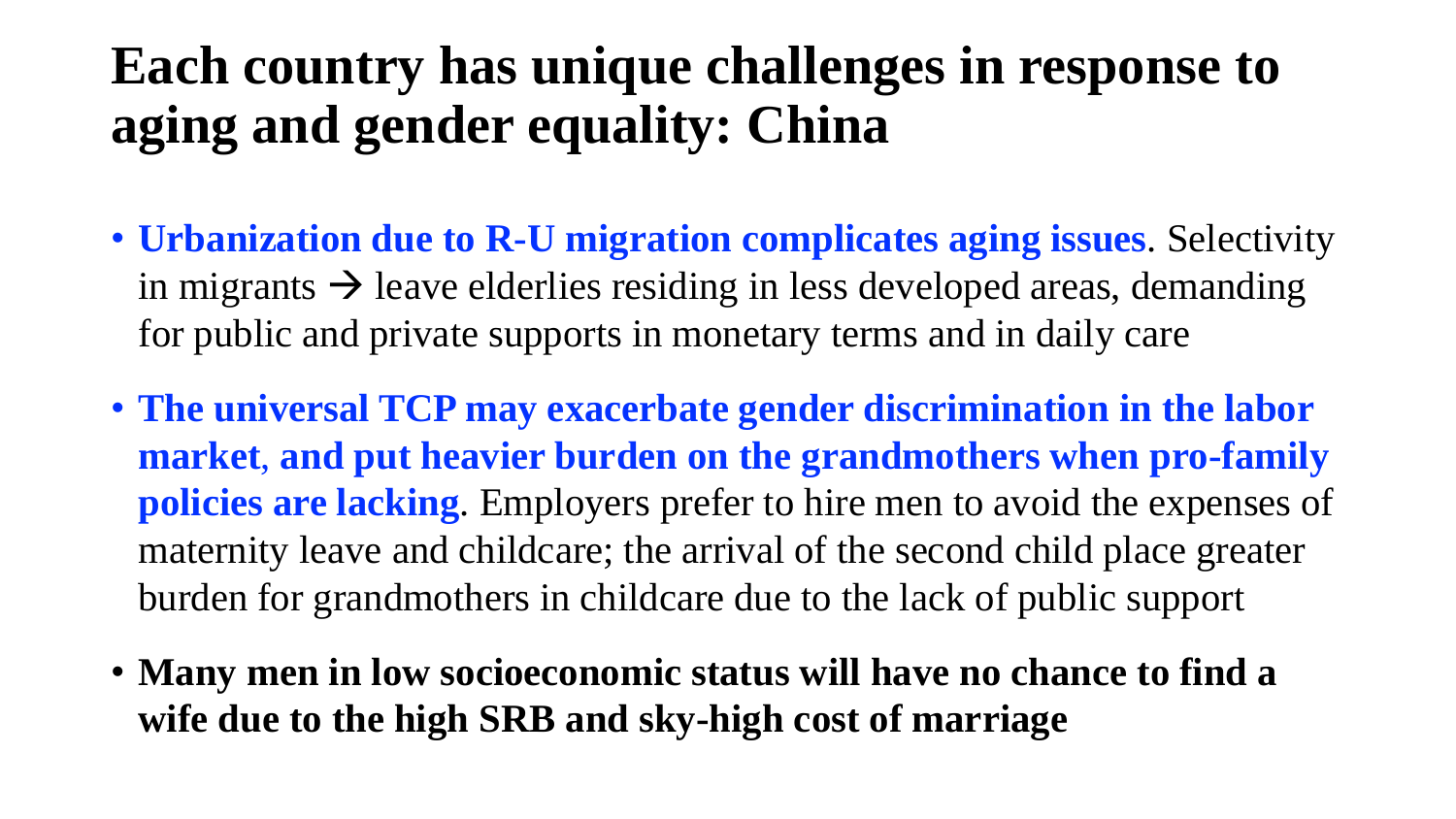# Each country has unique challenges in response to aging and gender equality: China

- **Urbanization due to R-U migration complicates aging issues**. Selectivity in migrants → leave elderlies residing in less developed areas, demanding for public and private supports in monetary terms and in daily care
- **The universal TCP may exacerbate gender discrimination in the labor market, and put heavier burden on the grandmothers when pro-family policies are lacking**. Employers prefer to hire men to avoid the expenses of maternity leave and childcare; the arrival of the second child place greater burden for grandmothers in childcare due to the lack of public support
- **Many men in low socioeconomic status will have no chance to find a wife due to the high SRB and sky-high cost of marriage**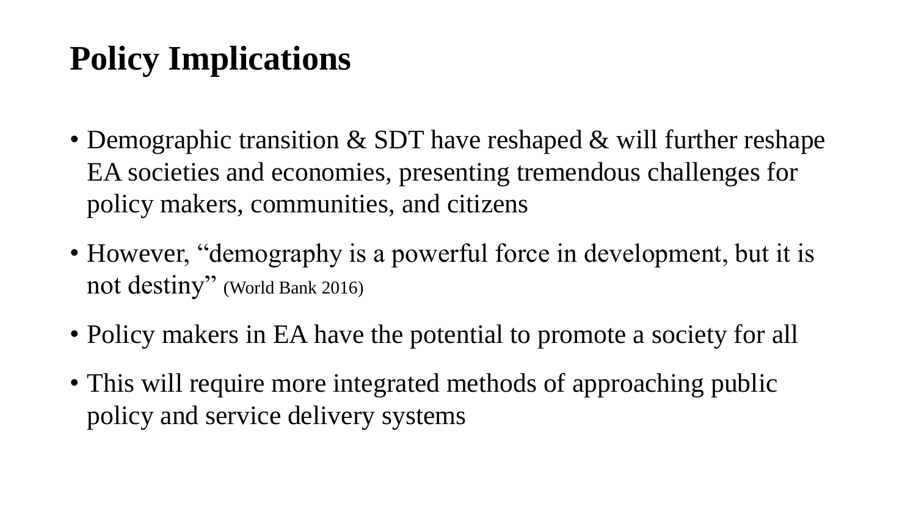# Policy Implications

- Demographic transition & SDT have reshaped & will further reshape EA societies and economies, presenting tremendous challenges for policy makers, communities, and citizens
- However, "demography is a powerful force in development, but it is not destiny" (World Bank 2016)
- Policy makers in EA have the potential to promote a society for all
- This will require more integrated methods of approaching public policy and service delivery systems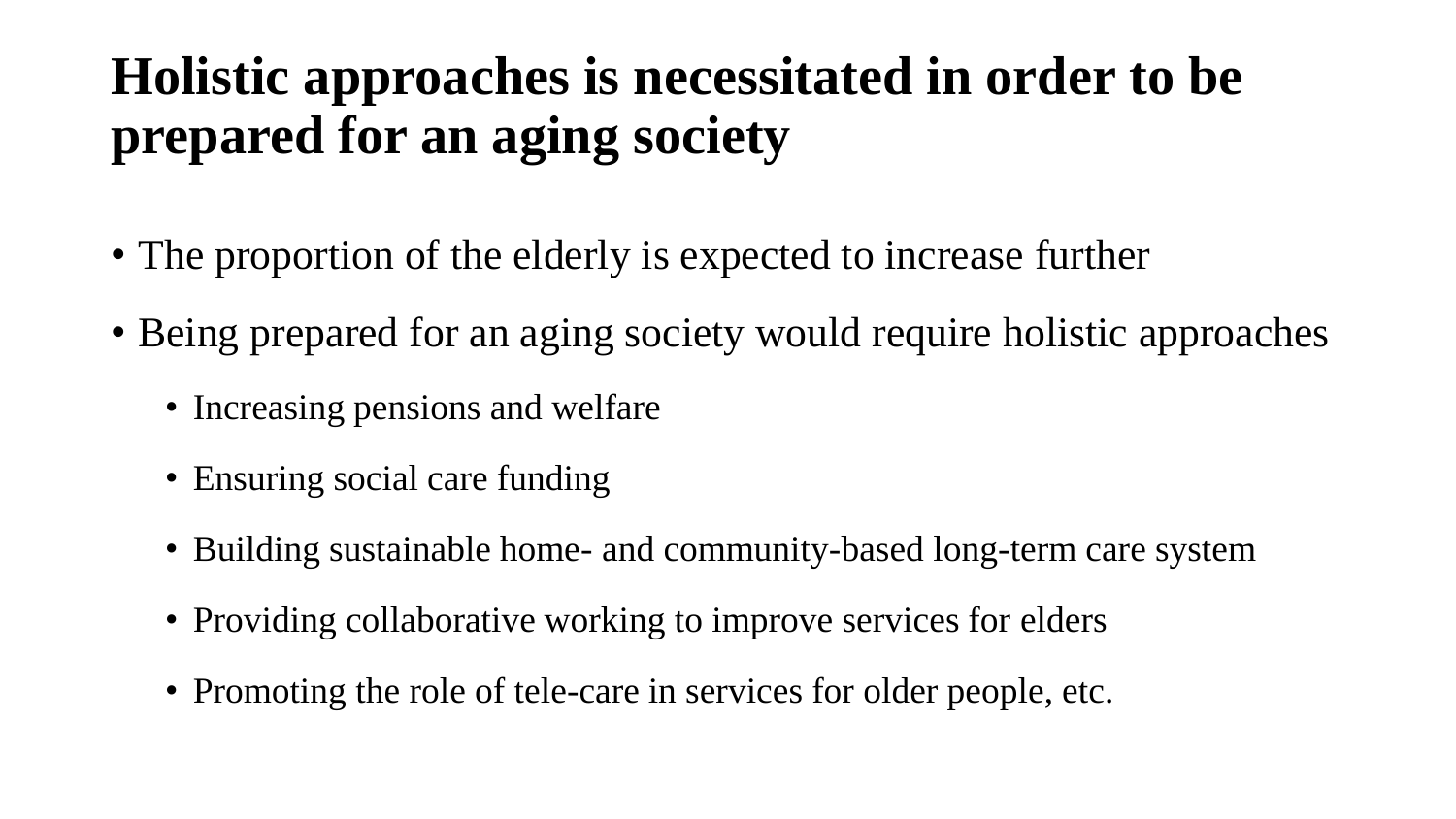# Holistic approaches is necessitated in order to be prepared for an aging society

- The proportion of the elderly is expected to increase further
- Being prepared for an aging society would require holistic approaches
  - Increasing pensions and welfare
  - Ensuring social care funding
  - Building sustainable home- and community-based long-term care system
  - Providing collaborative working to improve services for elders
  - Promoting the role of tele-care in services for older people, etc.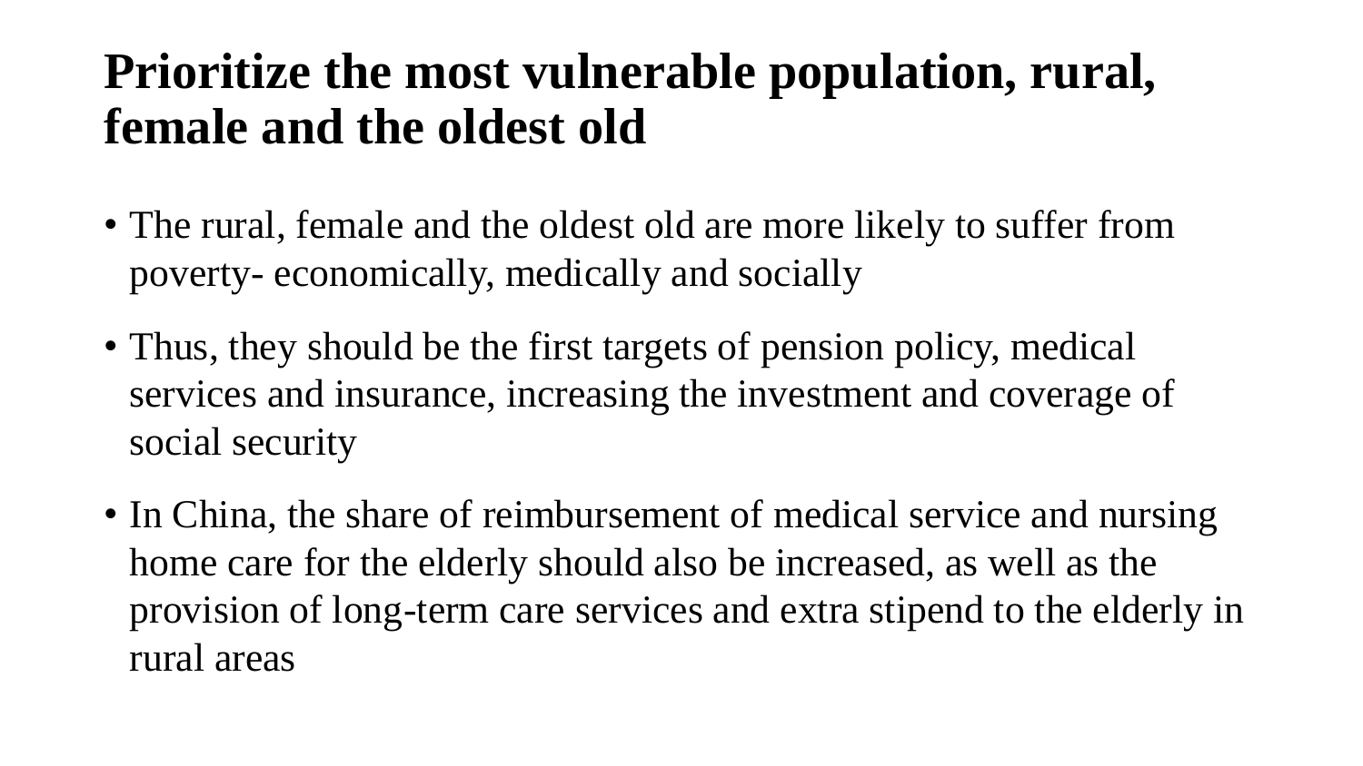# Prioritize the most vulnerable population, rural, female and the oldest old

- The rural, female and the oldest old are more likely to suffer from poverty- economically, medically and socially
- Thus, they should be the first targets of pension policy, medical services and insurance, increasing the investment and coverage of social security
- In China, the share of reimbursement of medical service and nursing home care for the elderly should also be increased, as well as the provision of long-term care services and extra stipend to the elderly in rural areas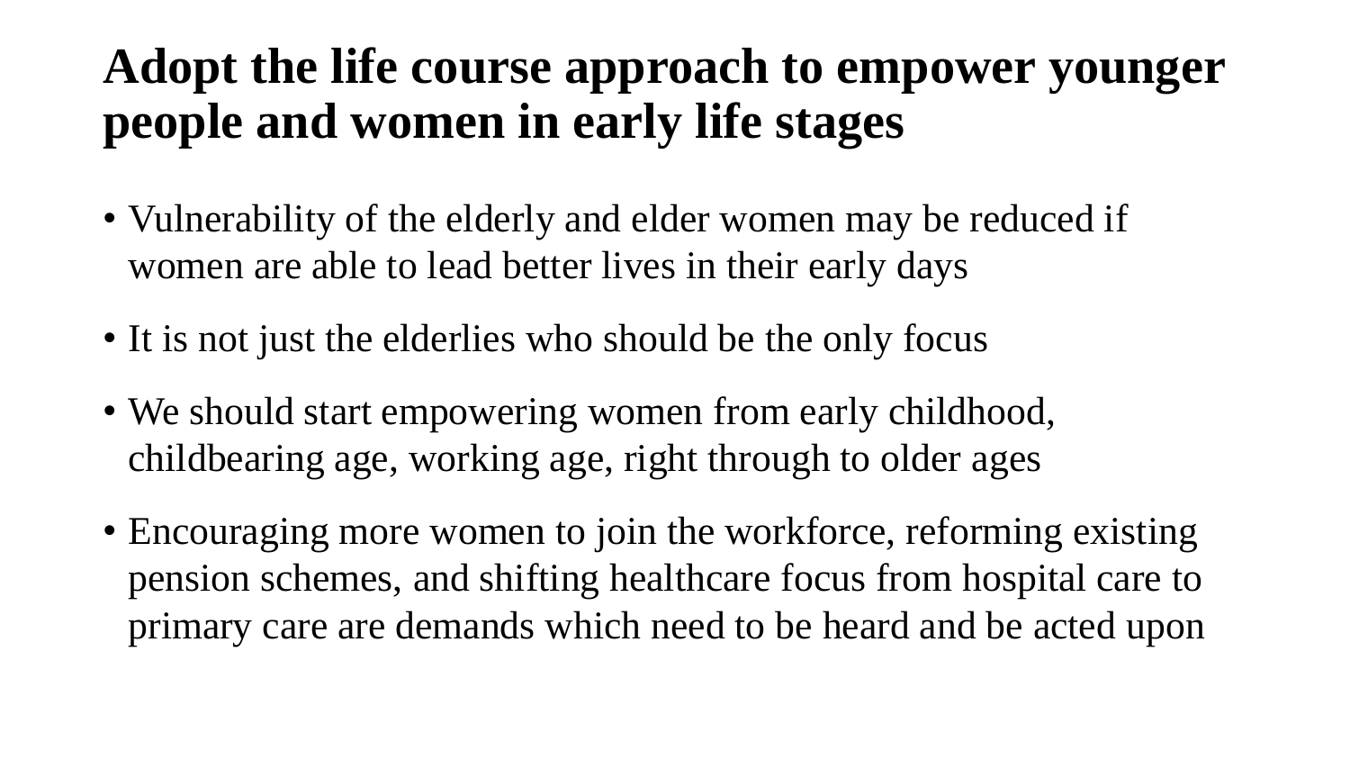# Adopt the life course approach to empower younger people and women in early life stages

- Vulnerability of the elderly and elder women may be reduced if women are able to lead better lives in their early days
- It is not just the elderlies who should be the only focus
- We should start empowering women from early childhood, childbearing age, working age, right through to older ages
- Encouraging more women to join the workforce, reforming existing pension schemes, and shifting healthcare focus from hospital care to primary care are demands which need to be heard and be acted upon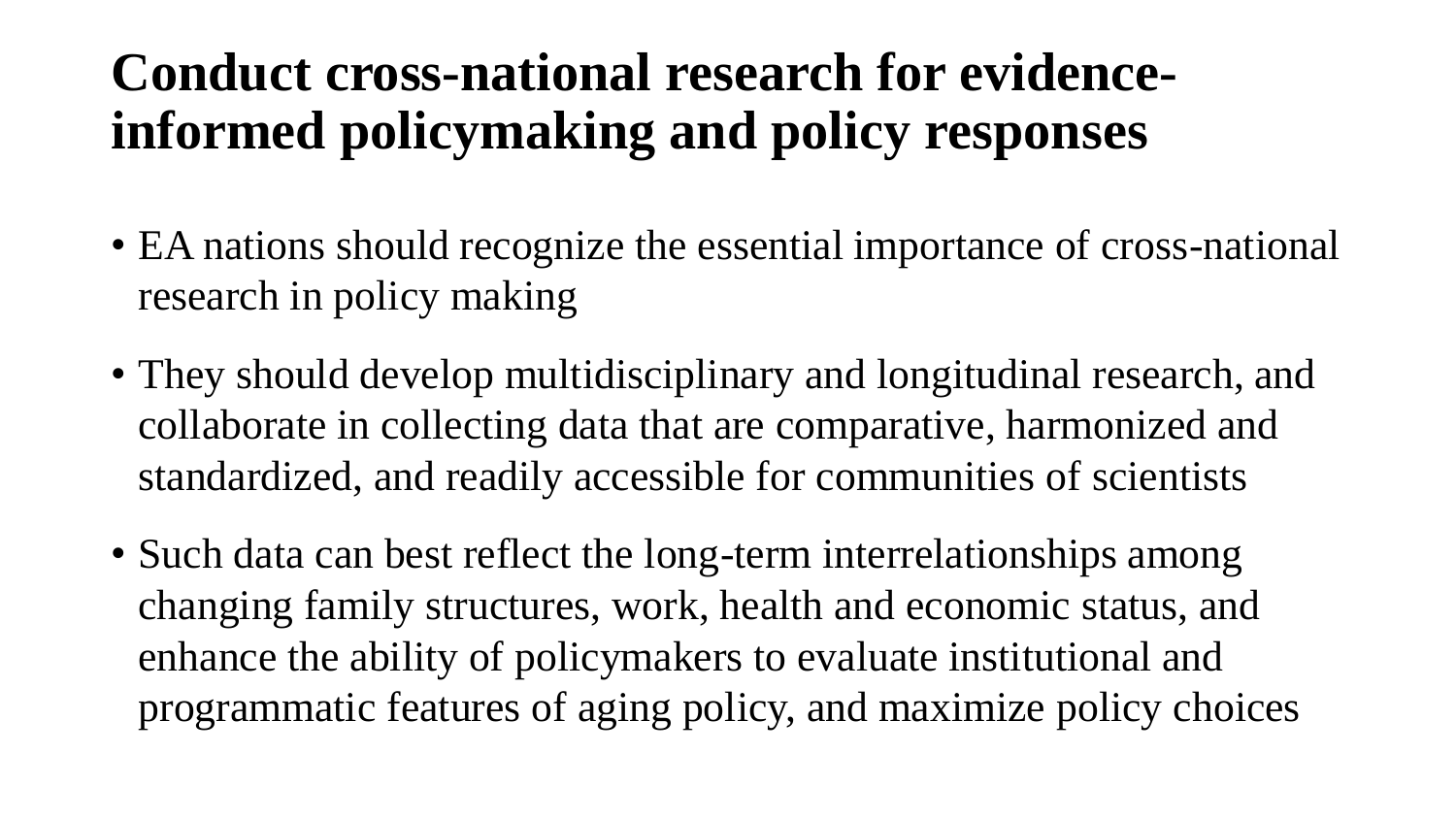# Conduct cross-national research for evidence-informed policymaking and policy responses

- EA nations should recognize the essential importance of cross-national research in policy making
- They should develop multidisciplinary and longitudinal research, and collaborate in collecting data that are comparative, harmonized and standardized, and readily accessible for communities of scientists
- Such data can best reflect the long-term interrelationships among changing family structures, work, health and economic status, and enhance the ability of policymakers to evaluate institutional and programmatic features of aging policy, and maximize policy choices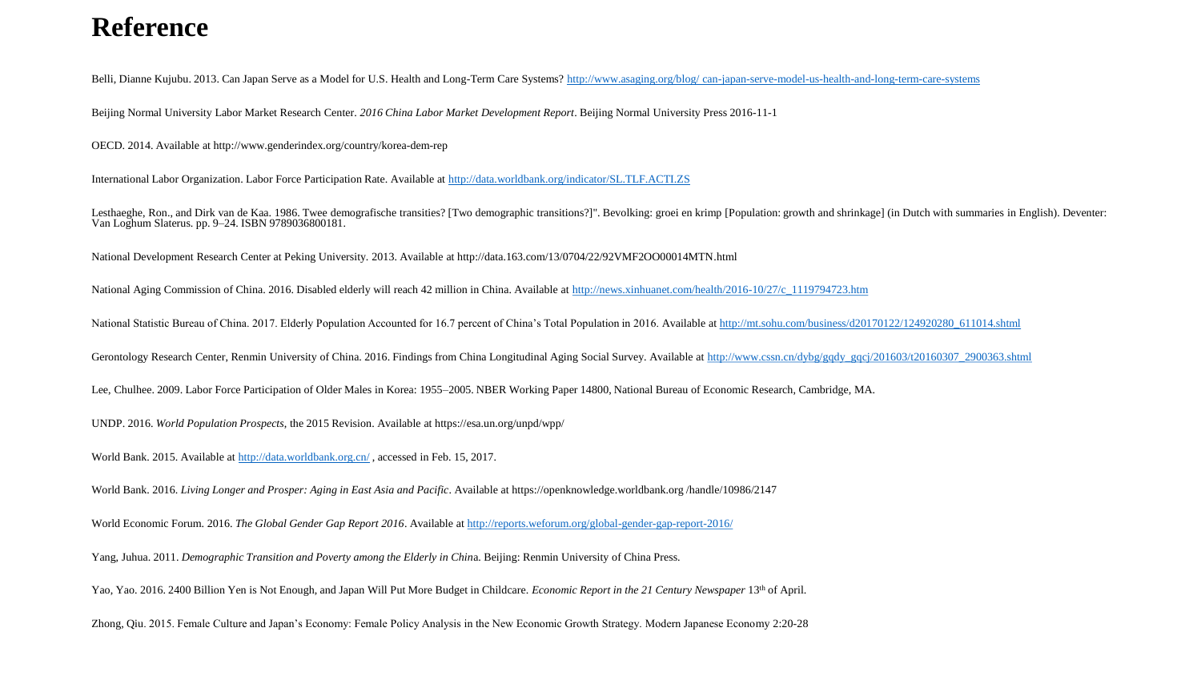# Reference

Belli, Dianne Kujubu. 2013. Can Japan Serve as a Model for U.S. Health and Long-Term Care Systems? http://www.asaging.org/blog/ can-japan-serve-model-us-health-and-long-term-care-systems

Beijing Normal University Labor Market Research Center. *2016 China Labor Market Development Report*. Beijing Normal University Press 2016-11-1

OECD. 2014. Available at http://www.genderindex.org/country/korea-dem-rep

International Labor Organization. Labor Force Participation Rate. Available at http://data.worldbank.org/indicator/SL.TLF.ACTI.ZS

Lesthaeghe, Ron., and Dirk van de Kaa. 1986. Twee demografische transities? [Two demographic transitions?]". Bevolking: groei en krimp [Population: growth and shrinkage] (in Dutch with summaries in English). Deventer: Van Loghum Slaterus. pp. 9–24. ISBN 9789036800181.

National Development Research Center at Peking University. 2013. Available at http://data.163.com/13/0704/22/92VMF2OO00014MTN.html

National Aging Commission of China. 2016. Disabled elderly will reach 42 million in China. Available at http://news.xinhuanet.com/health/2016-10/27/c_1119794723.htm

National Statistic Bureau of China. 2017. Elderly Population Accounted for 16.7 percent of China's Total Population in 2016. Available at http://mt.sohu.com/business/d20170122/124920280_611014.shtml

Gerontology Research Center, Renmin University of China. 2016. Findings from China Longitudinal Aging Social Survey. Available at http://www.cssn.cn/dybg/gqdy_gqcj/201603/t20160307_2900363.shtml

Lee, Chulhee. 2009. Labor Force Participation of Older Males in Korea: 1955–2005. NBER Working Paper 14800, National Bureau of Economic Research, Cambridge, MA.

UNDP. 2016. *World Population Prospects*, the 2015 Revision. Available at https://esa.un.org/unpd/wpp/

World Bank. 2015. Available at http://data.worldbank.org.cn/ , accessed in Feb. 15, 2017.

World Bank. 2016. *Living Longer and Prosper: Aging in East Asia and Pacific*. Available at https://openknowledge.worldbank.org /handle/10986/2147

World Economic Forum. 2016. *The Global Gender Gap Report 2016*. Available at http://reports.weforum.org/global-gender-gap-report-2016/

Yang, Juhua. 2011. *Demographic Transition and Poverty among the Elderly in China*. Beijing: Renmin University of China Press.

Yao, Yao. 2016. 2400 Billion Yen is Not Enough, and Japan Will Put More Budget in Childcare. *Economic Report in the 21 Century Newspaper* 13th of April.

Zhong, Qiu. 2015. Female Culture and Japan's Economy: Female Policy Analysis in the New Economic Growth Strategy. Modern Japanese Economy 2:20-28